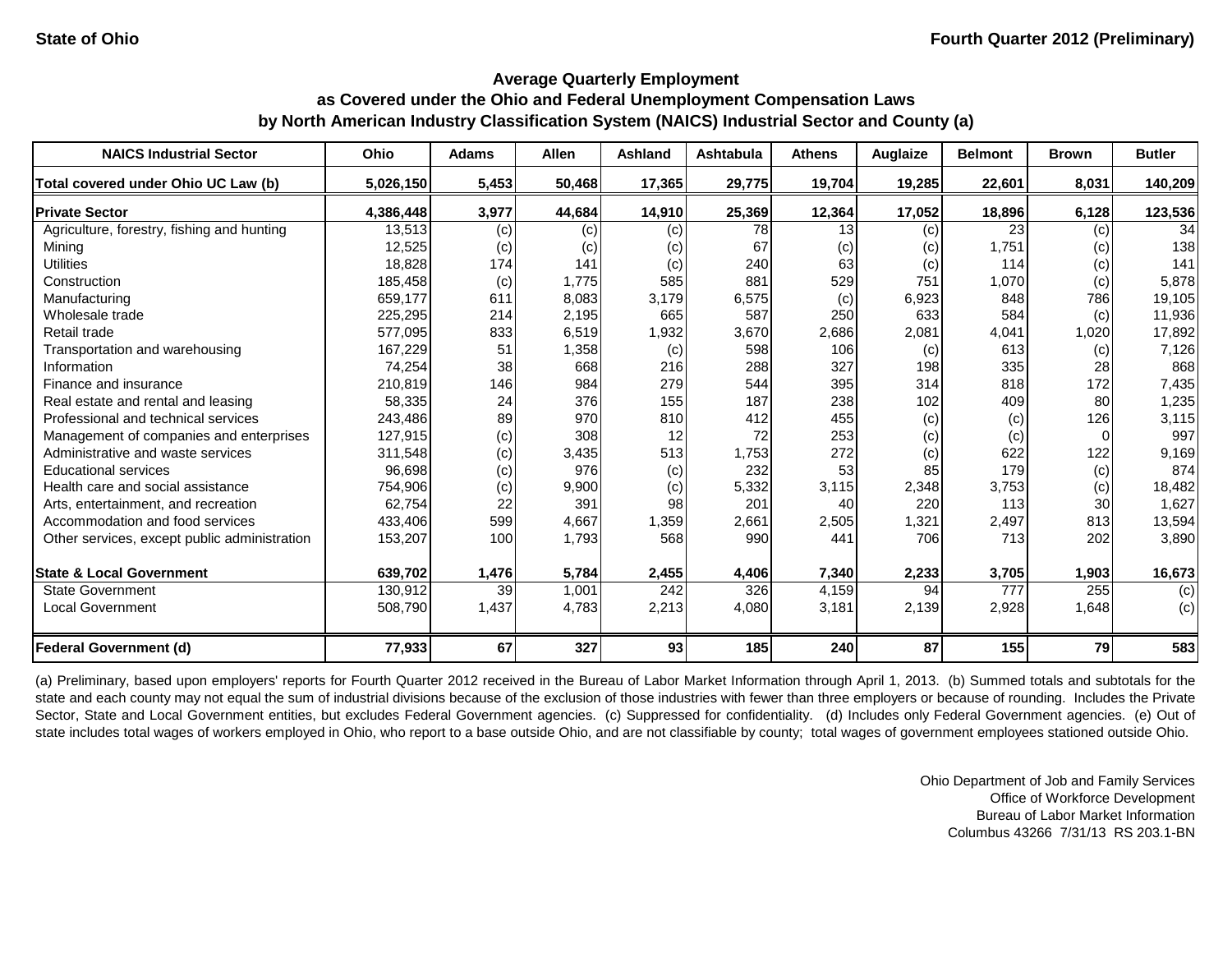State of Ohio | Fourth Quarter 2012 (Preliminary)

## Average Quarterly Employment
## as Covered under the Ohio and Federal Unemployment Compensation Laws
## by North American Industry Classification System (NAICS) Industrial Sector and County (a)

| NAICS Industrial Sector | Ohio | Adams | Allen | Ashland | Ashtabula | Athens | Auglaize | Belmont | Brown | Butler |
|---|---|---|---|---|---|---|---|---|---|---|
| **Total covered under Ohio UC Law (b)** | **5,026,150** | **5,453** | **50,468** | **17,365** | **29,775** | **19,704** | **19,285** | **22,601** | **8,031** | **140,209** |
| **Private Sector** | **4,386,448** | **3,977** | **44,684** | **14,910** | **25,369** | **12,364** | **17,052** | **18,896** | **6,128** | **123,536** |
| Agriculture, forestry, fishing and hunting | 13,513 | (c) | (c) | (c) | 78 | 13 | (c) | 23 | (c) | 34 |
| Mining | 12,525 | (c) | (c) | (c) | 67 | (c) | (c) | 1,751 | (c) | 138 |
| Utilities | 18,828 | 174 | 141 | (c) | 240 | 63 | (c) | 114 | (c) | 141 |
| Construction | 185,458 | (c) | 1,775 | 585 | 881 | 529 | 751 | 1,070 | (c) | 5,878 |
| Manufacturing | 659,177 | 611 | 8,083 | 3,179 | 6,575 | (c) | 6,923 | 848 | 786 | 19,105 |
| Wholesale trade | 225,295 | 214 | 2,195 | 665 | 587 | 250 | 633 | 584 | (c) | 11,936 |
| Retail trade | 577,095 | 833 | 6,519 | 1,932 | 3,670 | 2,686 | 2,081 | 4,041 | 1,020 | 17,892 |
| Transportation and warehousing | 167,229 | 51 | 1,358 | (c) | 598 | 106 | (c) | 613 | (c) | 7,126 |
| Information | 74,254 | 38 | 668 | 216 | 288 | 327 | 198 | 335 | 28 | 868 |
| Finance and insurance | 210,819 | 146 | 984 | 279 | 544 | 395 | 314 | 818 | 172 | 7,435 |
| Real estate and rental and leasing | 58,335 | 24 | 376 | 155 | 187 | 238 | 102 | 409 | 80 | 1,235 |
| Professional and technical services | 243,486 | 89 | 970 | 810 | 412 | 455 | (c) | (c) | 126 | 3,115 |
| Management of companies and enterprises | 127,915 | (c) | 308 | 12 | 72 | 253 | (c) | (c) | 0 | 997 |
| Administrative and waste services | 311,548 | (c) | 3,435 | 513 | 1,753 | 272 | (c) | 622 | 122 | 9,169 |
| Educational services | 96,698 | (c) | 976 | (c) | 232 | 53 | 85 | 179 | (c) | 874 |
| Health care and social assistance | 754,906 | (c) | 9,900 | (c) | 5,332 | 3,115 | 2,348 | 3,753 | (c) | 18,482 |
| Arts, entertainment, and recreation | 62,754 | 22 | 391 | 98 | 201 | 40 | 220 | 113 | 30 | 1,627 |
| Accommodation and food services | 433,406 | 599 | 4,667 | 1,359 | 2,661 | 2,505 | 1,321 | 2,497 | 813 | 13,594 |
| Other services, except public administration | 153,207 | 100 | 1,793 | 568 | 990 | 441 | 706 | 713 | 202 | 3,890 |
| **State & Local Government** | **639,702** | **1,476** | **5,784** | **2,455** | **4,406** | **7,340** | **2,233** | **3,705** | **1,903** | **16,673** |
| State Government | 130,912 | 39 | 1,001 | 242 | 326 | 4,159 | 94 | 777 | 255 | (c) |
| Local Government | 508,790 | 1,437 | 4,783 | 2,213 | 4,080 | 3,181 | 2,139 | 2,928 | 1,648 | (c) |
| **Federal Government (d)** | **77,933** | **67** | **327** | **93** | **185** | **240** | **87** | **155** | **79** | **583** |

(a) Preliminary, based upon employers' reports for Fourth Quarter 2012 received in the Bureau of Labor Market Information through April 1, 2013. (b) Summed totals and subtotals for the state and each county may not equal the sum of industrial divisions because of the exclusion of those industries with fewer than three employers or because of rounding. Includes the Private Sector, State and Local Government entities, but excludes Federal Government agencies. (c) Suppressed for confidentiality. (d) Includes only Federal Government agencies. (e) Out of state includes total wages of workers employed in Ohio, who report to a base outside Ohio, and are not classifiable by county; total wages of government employees stationed outside Ohio.

Ohio Department of Job and Family Services
Office of Workforce Development
Bureau of Labor Market Information
Columbus 43266 7/31/13 RS 203.1-BN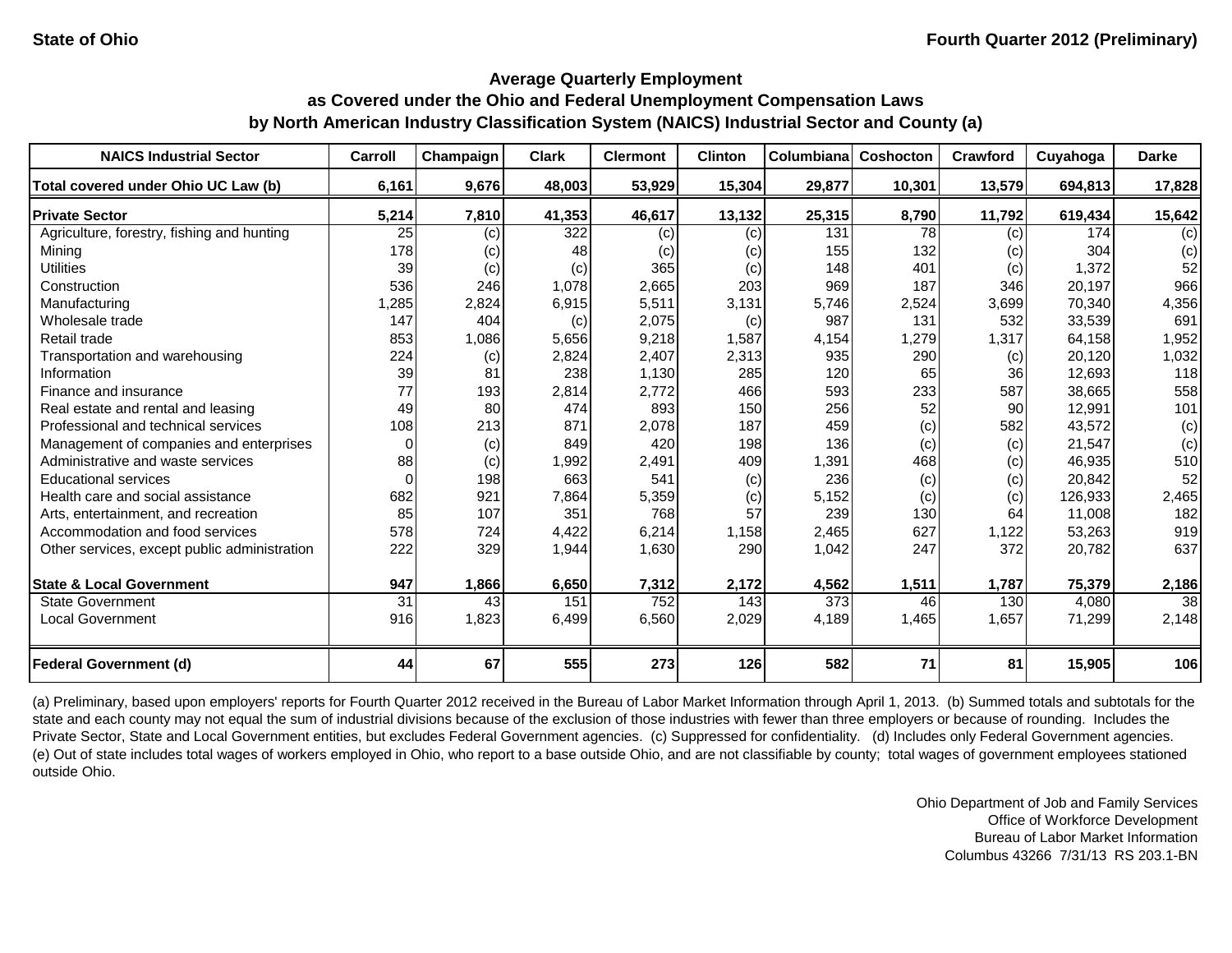**State of Ohio** **Fourth Quarter 2012 (Preliminary)**

# Average Quarterly Employment as Covered under the Ohio and Federal Unemployment Compensation Laws by North American Industry Classification System (NAICS) Industrial Sector and County (a)

| NAICS Industrial Sector | Carroll | Champaign | Clark | Clermont | Clinton | Columbiana | Coshocton | Crawford | Cuyahoga | Darke |
|---|---|---|---|---|---|---|---|---|---|---|
| **Total covered under Ohio UC Law (b)** | **6,161** | **9,676** | **48,003** | **53,929** | **15,304** | **29,877** | **10,301** | **13,579** | **694,813** | **17,828** |
| **Private Sector** | **5,214** | **7,810** | **41,353** | **46,617** | **13,132** | **25,315** | **8,790** | **11,792** | **619,434** | **15,642** |
| Agriculture, forestry, fishing and hunting | 25 | (c) | 322 | (c) | (c) | 131 | 78 | (c) | 174 | (c) |
| Mining | 178 | (c) | 48 | (c) | (c) | 155 | 132 | (c) | 304 | (c) |
| Utilities | 39 | (c) | (c) | 365 | (c) | 148 | 401 | (c) | 1,372 | 52 |
| Construction | 536 | 246 | 1,078 | 2,665 | 203 | 969 | 187 | 346 | 20,197 | 966 |
| Manufacturing | 1,285 | 2,824 | 6,915 | 5,511 | 3,131 | 5,746 | 2,524 | 3,699 | 70,340 | 4,356 |
| Wholesale trade | 147 | 404 | (c) | 2,075 | (c) | 987 | 131 | 532 | 33,539 | 691 |
| Retail trade | 853 | 1,086 | 5,656 | 9,218 | 1,587 | 4,154 | 1,279 | 1,317 | 64,158 | 1,952 |
| Transportation and warehousing | 224 | (c) | 2,824 | 2,407 | 2,313 | 935 | 290 | (c) | 20,120 | 1,032 |
| Information | 39 | 81 | 238 | 1,130 | 285 | 120 | 65 | 36 | 12,693 | 118 |
| Finance and insurance | 77 | 193 | 2,814 | 2,772 | 466 | 593 | 233 | 587 | 38,665 | 558 |
| Real estate and rental and leasing | 49 | 80 | 474 | 893 | 150 | 256 | 52 | 90 | 12,991 | 101 |
| Professional and technical services | 108 | 213 | 871 | 2,078 | 187 | 459 | (c) | 582 | 43,572 | (c) |
| Management of companies and enterprises | 0 | (c) | 849 | 420 | 198 | 136 | (c) | (c) | 21,547 | (c) |
| Administrative and waste services | 88 | (c) | 1,992 | 2,491 | 409 | 1,391 | 468 | (c) | 46,935 | 510 |
| Educational services | 0 | 198 | 663 | 541 | (c) | 236 | (c) | (c) | 20,842 | 52 |
| Health care and social assistance | 682 | 921 | 7,864 | 5,359 | (c) | 5,152 | (c) | (c) | 126,933 | 2,465 |
| Arts, entertainment, and recreation | 85 | 107 | 351 | 768 | 57 | 239 | 130 | 64 | 11,008 | 182 |
| Accommodation and food services | 578 | 724 | 4,422 | 6,214 | 1,158 | 2,465 | 627 | 1,122 | 53,263 | 919 |
| Other services, except public administration | 222 | 329 | 1,944 | 1,630 | 290 | 1,042 | 247 | 372 | 20,782 | 637 |
| **State & Local Government** | **947** | **1,866** | **6,650** | **7,312** | **2,172** | **4,562** | **1,511** | **1,787** | **75,379** | **2,186** |
| State Government | 31 | 43 | 151 | 752 | 143 | 373 | 46 | 130 | 4,080 | 38 |
| Local Government | 916 | 1,823 | 6,499 | 6,560 | 2,029 | 4,189 | 1,465 | 1,657 | 71,299 | 2,148 |
| **Federal Government (d)** | **44** | **67** | **555** | **273** | **126** | **582** | **71** | **81** | **15,905** | **106** |

(a) Preliminary, based upon employers' reports for Fourth Quarter 2012 received in the Bureau of Labor Market Information through April 1, 2013. (b) Summed totals and subtotals for the state and each county may not equal the sum of industrial divisions because of the exclusion of those industries with fewer than three employers or because of rounding. Includes the Private Sector, State and Local Government entities, but excludes Federal Government agencies. (c) Suppressed for confidentiality. (d) Includes only Federal Government agencies. (e) Out of state includes total wages of workers employed in Ohio, who report to a base outside Ohio, and are not classifiable by county; total wages of government employees stationed outside Ohio.

Ohio Department of Job and Family Services
Office of Workforce Development
Bureau of Labor Market Information
Columbus 43266 7/31/13 RS 203.1-BN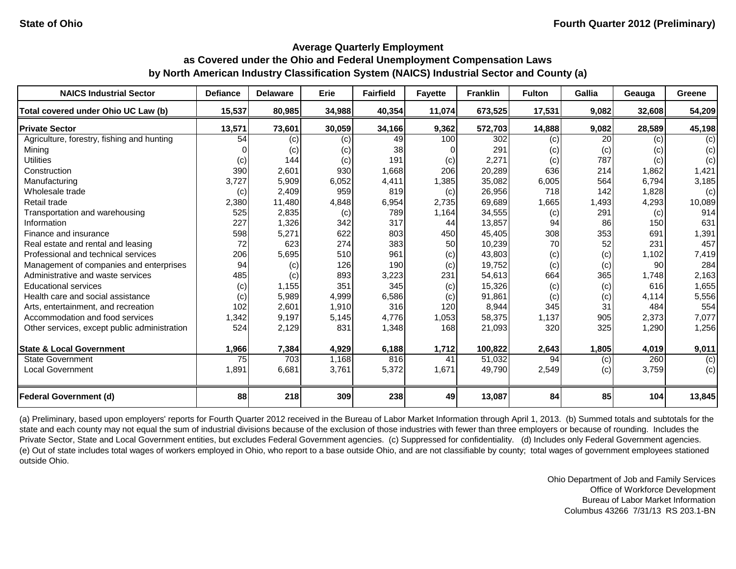State of Ohio

Fourth Quarter 2012 (Preliminary)

## Average Quarterly Employment as Covered under the Ohio and Federal Unemployment Compensation Laws by North American Industry Classification System (NAICS) Industrial Sector and County (a)

| NAICS Industrial Sector | Defiance | Delaware | Erie | Fairfield | Fayette | Franklin | Fulton | Gallia | Geauga | Greene |
|---|---|---|---|---|---|---|---|---|---|---|
| **Total covered under Ohio UC Law (b)** | **15,537** | **80,985** | **34,988** | **40,354** | **11,074** | **673,525** | **17,531** | **9,082** | **32,608** | **54,209** |
| **Private Sector** | **13,571** | **73,601** | **30,059** | **34,166** | **9,362** | **572,703** | **14,888** | **9,082** | **28,589** | **45,198** |
| Agriculture, forestry, fishing and hunting | 54 | (c) | (c) | 49 | 100 | 302 | (c) | 20 | (c) | (c) |
| Mining | 0 | (c) | (c) | 38 | 0 | 291 | (c) | (c) | (c) | (c) |
| Utilities | (c) | 144 | (c) | 191 | (c) | 2,271 | (c) | 787 | (c) | (c) |
| Construction | 390 | 2,601 | 930 | 1,668 | 206 | 20,289 | 636 | 214 | 1,862 | 1,421 |
| Manufacturing | 3,727 | 5,909 | 6,052 | 4,411 | 1,385 | 35,082 | 6,005 | 564 | 6,794 | 3,185 |
| Wholesale trade | (c) | 2,409 | 959 | 819 | (c) | 26,956 | 718 | 142 | 1,828 | (c) |
| Retail trade | 2,380 | 11,480 | 4,848 | 6,954 | 2,735 | 69,689 | 1,665 | 1,493 | 4,293 | 10,089 |
| Transportation and warehousing | 525 | 2,835 | (c) | 789 | 1,164 | 34,555 | (c) | 291 | (c) | 914 |
| Information | 227 | 1,326 | 342 | 317 | 44 | 13,857 | 94 | 86 | 150 | 631 |
| Finance and insurance | 598 | 5,271 | 622 | 803 | 450 | 45,405 | 308 | 353 | 691 | 1,391 |
| Real estate and rental and leasing | 72 | 623 | 274 | 383 | 50 | 10,239 | 70 | 52 | 231 | 457 |
| Professional and technical services | 206 | 5,695 | 510 | 961 | (c) | 43,803 | (c) | (c) | 1,102 | 7,419 |
| Management of companies and enterprises | 94 | (c) | 126 | 190 | (c) | 19,752 | (c) | (c) | 90 | 284 |
| Administrative and waste services | 485 | (c) | 893 | 3,223 | 231 | 54,613 | 664 | 365 | 1,748 | 2,163 |
| Educational services | (c) | 1,155 | 351 | 345 | (c) | 15,326 | (c) | (c) | 616 | 1,655 |
| Health care and social assistance | (c) | 5,989 | 4,999 | 6,586 | (c) | 91,861 | (c) | (c) | 4,114 | 5,556 |
| Arts, entertainment, and recreation | 102 | 2,601 | 1,910 | 316 | 120 | 8,944 | 345 | 31 | 484 | 554 |
| Accommodation and food services | 1,342 | 9,197 | 5,145 | 4,776 | 1,053 | 58,375 | 1,137 | 905 | 2,373 | 7,077 |
| Other services, except public administration | 524 | 2,129 | 831 | 1,348 | 168 | 21,093 | 320 | 325 | 1,290 | 1,256 |
| **State & Local Government** | **1,966** | **7,384** | **4,929** | **6,188** | **1,712** | **100,822** | **2,643** | **1,805** | **4,019** | **9,011** |
| State Government | 75 | 703 | 1,168 | 816 | 41 | 51,032 | 94 | (c) | 260 | (c) |
| Local Government | 1,891 | 6,681 | 3,761 | 5,372 | 1,671 | 49,790 | 2,549 | (c) | 3,759 | (c) |
| **Federal Government (d)** | **88** | **218** | **309** | **238** | **49** | **13,087** | **84** | **85** | **104** | **13,845** |

(a) Preliminary, based upon employers' reports for Fourth Quarter 2012 received in the Bureau of Labor Market Information through April 1, 2013. (b) Summed totals and subtotals for the state and each county may not equal the sum of industrial divisions because of the exclusion of those industries with fewer than three employers or because of rounding. Includes the Private Sector, State and Local Government entities, but excludes Federal Government agencies. (c) Suppressed for confidentiality. (d) Includes only Federal Government agencies. (e) Out of state includes total wages of workers employed in Ohio, who report to a base outside Ohio, and are not classifiable by county; total wages of government employees stationed outside Ohio.

Ohio Department of Job and Family Services
Office of Workforce Development
Bureau of Labor Market Information
Columbus 43266 7/31/13 RS 203.1-BN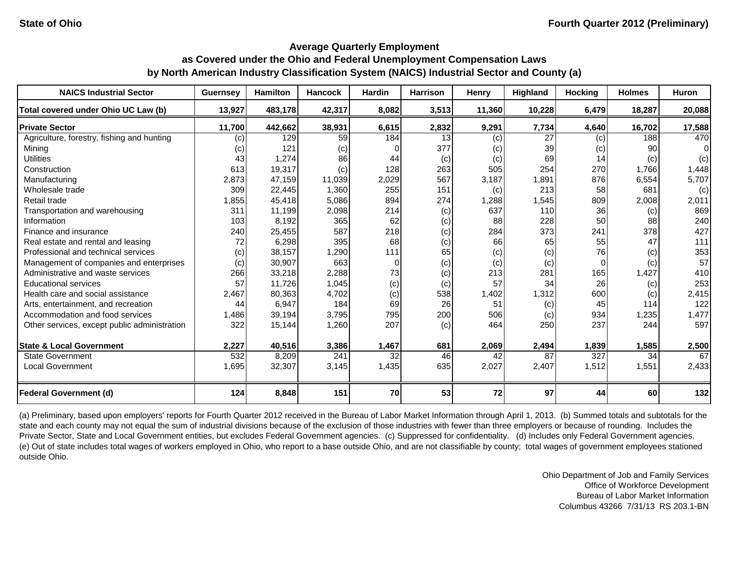State of Ohio

Fourth Quarter 2012 (Preliminary)

## Average Quarterly Employment as Covered under the Ohio and Federal Unemployment Compensation Laws by North American Industry Classification System (NAICS) Industrial Sector and County (a)

| NAICS Industrial Sector | Guernsey | Hamilton | Hancock | Hardin | Harrison | Henry | Highland | Hocking | Holmes | Huron |
|---|---|---|---|---|---|---|---|---|---|---|
| **Total covered under Ohio UC Law (b)** | **13,927** | **483,178** | **42,317** | **8,082** | **3,513** | **11,360** | **10,228** | **6,479** | **18,287** | **20,088** |
| **Private Sector** | **11,700** | **442,662** | **38,931** | **6,615** | **2,832** | **9,291** | **7,734** | **4,640** | **16,702** | **17,588** |
| Agriculture, forestry, fishing and hunting | (c) | 129 | 59 | 184 | 13 | (c) | 27 | (c) | 188 | 470 |
| Mining | (c) | 121 | (c) | 0 | 377 | (c) | 39 | (c) | 90 | 0 |
| Utilities | 43 | 1,274 | 86 | 44 | (c) | (c) | 69 | 14 | (c) | (c) |
| Construction | 613 | 19,317 | (c) | 128 | 263 | 505 | 254 | 270 | 1,766 | 1,448 |
| Manufacturing | 2,873 | 47,159 | 11,039 | 2,029 | 567 | 3,187 | 1,891 | 876 | 6,554 | 5,707 |
| Wholesale trade | 309 | 22,445 | 1,360 | 255 | 151 | (c) | 213 | 58 | 681 | (c) |
| Retail trade | 1,855 | 45,418 | 5,086 | 894 | 274 | 1,288 | 1,545 | 809 | 2,008 | 2,011 |
| Transportation and warehousing | 311 | 11,199 | 2,098 | 214 | (c) | 637 | 110 | 36 | (c) | 869 |
| Information | 103 | 8,192 | 365 | 62 | (c) | 88 | 228 | 50 | 88 | 240 |
| Finance and insurance | 240 | 25,455 | 587 | 218 | (c) | 284 | 373 | 241 | 378 | 427 |
| Real estate and rental and leasing | 72 | 6,298 | 395 | 68 | (c) | 66 | 65 | 55 | 47 | 111 |
| Professional and technical services | (c) | 38,157 | 1,290 | 111 | 65 | (c) | (c) | 76 | (c) | 353 |
| Management of companies and enterprises | (c) | 30,907 | 663 | 0 | (c) | (c) | (c) | 0 | (c) | 57 |
| Administrative and waste services | 266 | 33,218 | 2,288 | 73 | (c) | 213 | 281 | 165 | 1,427 | 410 |
| Educational services | 57 | 11,726 | 1,045 | (c) | (c) | 57 | 34 | 26 | (c) | 253 |
| Health care and social assistance | 2,467 | 80,363 | 4,702 | (c) | 538 | 1,402 | 1,312 | 600 | (c) | 2,415 |
| Arts, entertainment, and recreation | 44 | 6,947 | 184 | 69 | 26 | 51 | (c) | 45 | 114 | 122 |
| Accommodation and food services | 1,486 | 39,194 | 3,795 | 795 | 200 | 506 | (c) | 934 | 1,235 | 1,477 |
| Other services, except public administration | 322 | 15,144 | 1,260 | 207 | (c) | 464 | 250 | 237 | 244 | 597 |
| **State & Local Government** | **2,227** | **40,516** | **3,386** | **1,467** | **681** | **2,069** | **2,494** | **1,839** | **1,585** | **2,500** |
| State Government | 532 | 8,209 | 241 | 32 | 46 | 42 | 87 | 327 | 34 | 67 |
| Local Government | 1,695 | 32,307 | 3,145 | 1,435 | 635 | 2,027 | 2,407 | 1,512 | 1,551 | 2,433 |
| **Federal Government (d)** | **124** | **8,848** | **151** | **70** | **53** | **72** | **97** | **44** | **60** | **132** |

(a) Preliminary, based upon employers' reports for Fourth Quarter 2012 received in the Bureau of Labor Market Information through April 1, 2013. (b) Summed totals and subtotals for the state and each county may not equal the sum of industrial divisions because of the exclusion of those industries with fewer than three employers or because of rounding. Includes the Private Sector, State and Local Government entities, but excludes Federal Government agencies. (c) Suppressed for confidentiality. (d) Includes only Federal Government agencies. (e) Out of state includes total wages of workers employed in Ohio, who report to a base outside Ohio, and are not classifiable by county; total wages of government employees stationed outside Ohio.

Ohio Department of Job and Family Services
Office of Workforce Development
Bureau of Labor Market Information
Columbus 43266 7/31/13 RS 203.1-BN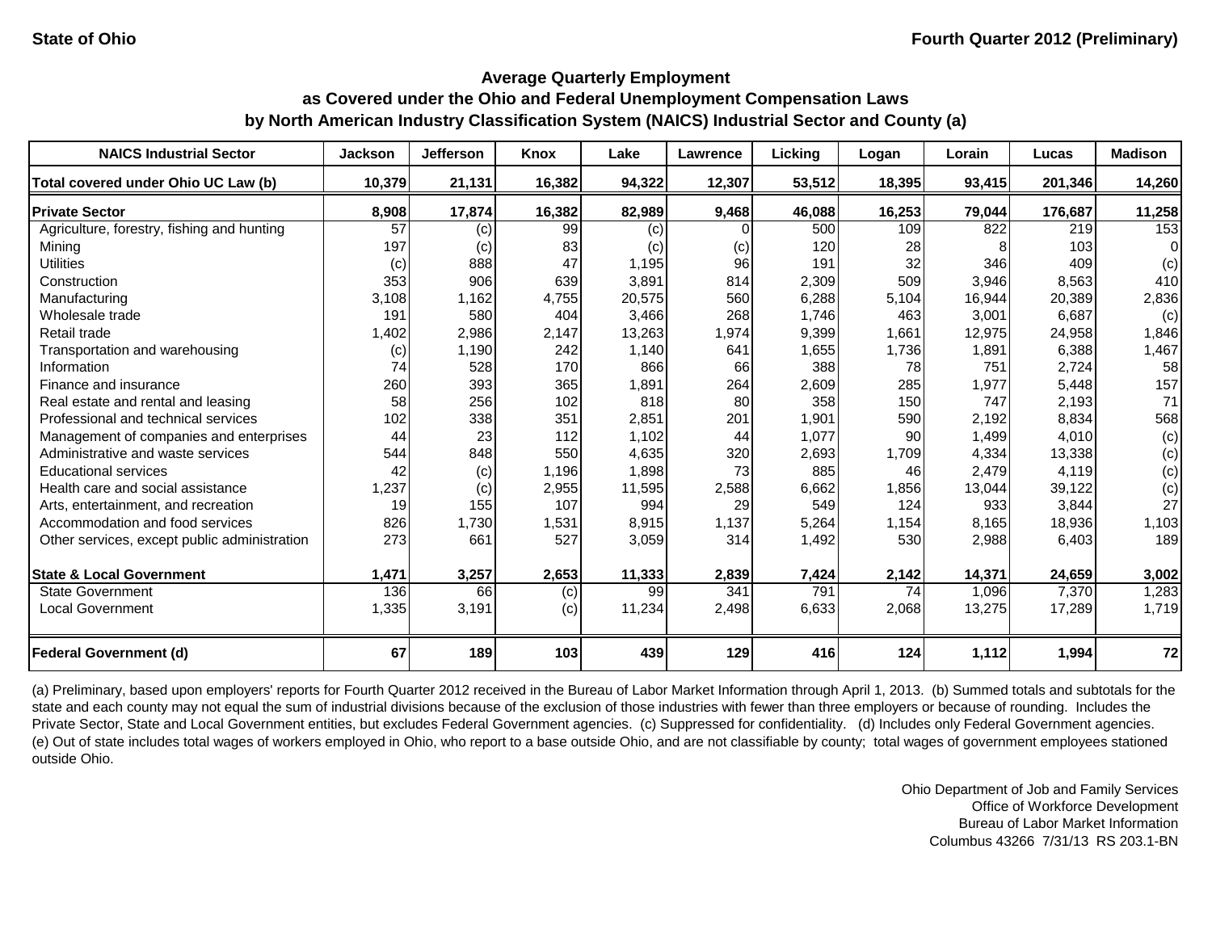State of Ohio

Fourth Quarter 2012 (Preliminary)

## Average Quarterly Employment as Covered under the Ohio and Federal Unemployment Compensation Laws by North American Industry Classification System (NAICS) Industrial Sector and County (a)

| NAICS Industrial Sector | Jackson | Jefferson | Knox | Lake | Lawrence | Licking | Logan | Lorain | Lucas | Madison |
|---|---|---|---|---|---|---|---|---|---|---|
| **Total covered under Ohio UC Law (b)** | **10,379** | **21,131** | **16,382** | **94,322** | **12,307** | **53,512** | **18,395** | **93,415** | **201,346** | **14,260** |
| **Private Sector** | **8,908** | **17,874** | **16,382** | **82,989** | **9,468** | **46,088** | **16,253** | **79,044** | **176,687** | **11,258** |
| Agriculture, forestry, fishing and hunting | 57 | (c) | 99 | (c) | 0 | 500 | 109 | 822 | 219 | 153 |
| Mining | 197 | (c) | 83 | (c) | (c) | 120 | 28 | 8 | 103 | 0 |
| Utilities | (c) | 888 | 47 | 1,195 | 96 | 191 | 32 | 346 | 409 | (c) |
| Construction | 353 | 906 | 639 | 3,891 | 814 | 2,309 | 509 | 3,946 | 8,563 | 410 |
| Manufacturing | 3,108 | 1,162 | 4,755 | 20,575 | 560 | 6,288 | 5,104 | 16,944 | 20,389 | 2,836 |
| Wholesale trade | 191 | 580 | 404 | 3,466 | 268 | 1,746 | 463 | 3,001 | 6,687 | (c) |
| Retail trade | 1,402 | 2,986 | 2,147 | 13,263 | 1,974 | 9,399 | 1,661 | 12,975 | 24,958 | 1,846 |
| Transportation and warehousing | (c) | 1,190 | 242 | 1,140 | 641 | 1,655 | 1,736 | 1,891 | 6,388 | 1,467 |
| Information | 74 | 528 | 170 | 866 | 66 | 388 | 78 | 751 | 2,724 | 58 |
| Finance and insurance | 260 | 393 | 365 | 1,891 | 264 | 2,609 | 285 | 1,977 | 5,448 | 157 |
| Real estate and rental and leasing | 58 | 256 | 102 | 818 | 80 | 358 | 150 | 747 | 2,193 | 71 |
| Professional and technical services | 102 | 338 | 351 | 2,851 | 201 | 1,901 | 590 | 2,192 | 8,834 | 568 |
| Management of companies and enterprises | 44 | 23 | 112 | 1,102 | 44 | 1,077 | 90 | 1,499 | 4,010 | (c) |
| Administrative and waste services | 544 | 848 | 550 | 4,635 | 320 | 2,693 | 1,709 | 4,334 | 13,338 | (c) |
| Educational services | 42 | (c) | 1,196 | 1,898 | 73 | 885 | 46 | 2,479 | 4,119 | (c) |
| Health care and social assistance | 1,237 | (c) | 2,955 | 11,595 | 2,588 | 6,662 | 1,856 | 13,044 | 39,122 | (c) |
| Arts, entertainment, and recreation | 19 | 155 | 107 | 994 | 29 | 549 | 124 | 933 | 3,844 | 27 |
| Accommodation and food services | 826 | 1,730 | 1,531 | 8,915 | 1,137 | 5,264 | 1,154 | 8,165 | 18,936 | 1,103 |
| Other services, except public administration | 273 | 661 | 527 | 3,059 | 314 | 1,492 | 530 | 2,988 | 6,403 | 189 |
| **State & Local Government** | **1,471** | **3,257** | **2,653** | **11,333** | **2,839** | **7,424** | **2,142** | **14,371** | **24,659** | **3,002** |
| State Government | 136 | 66 | (c) | 99 | 341 | 791 | 74 | 1,096 | 7,370 | 1,283 |
| Local Government | 1,335 | 3,191 | (c) | 11,234 | 2,498 | 6,633 | 2,068 | 13,275 | 17,289 | 1,719 |
| **Federal Government (d)** | **67** | **189** | **103** | **439** | **129** | **416** | **124** | **1,112** | **1,994** | **72** |

(a) Preliminary, based upon employers' reports for Fourth Quarter 2012 received in the Bureau of Labor Market Information through April 1, 2013. (b) Summed totals and subtotals for the state and each county may not equal the sum of industrial divisions because of the exclusion of those industries with fewer than three employers or because of rounding. Includes the Private Sector, State and Local Government entities, but excludes Federal Government agencies. (c) Suppressed for confidentiality. (d) Includes only Federal Government agencies. (e) Out of state includes total wages of workers employed in Ohio, who report to a base outside Ohio, and are not classifiable by county; total wages of government employees stationed outside Ohio.

Ohio Department of Job and Family Services
Office of Workforce Development
Bureau of Labor Market Information
Columbus 43266 7/31/13 RS 203.1-BN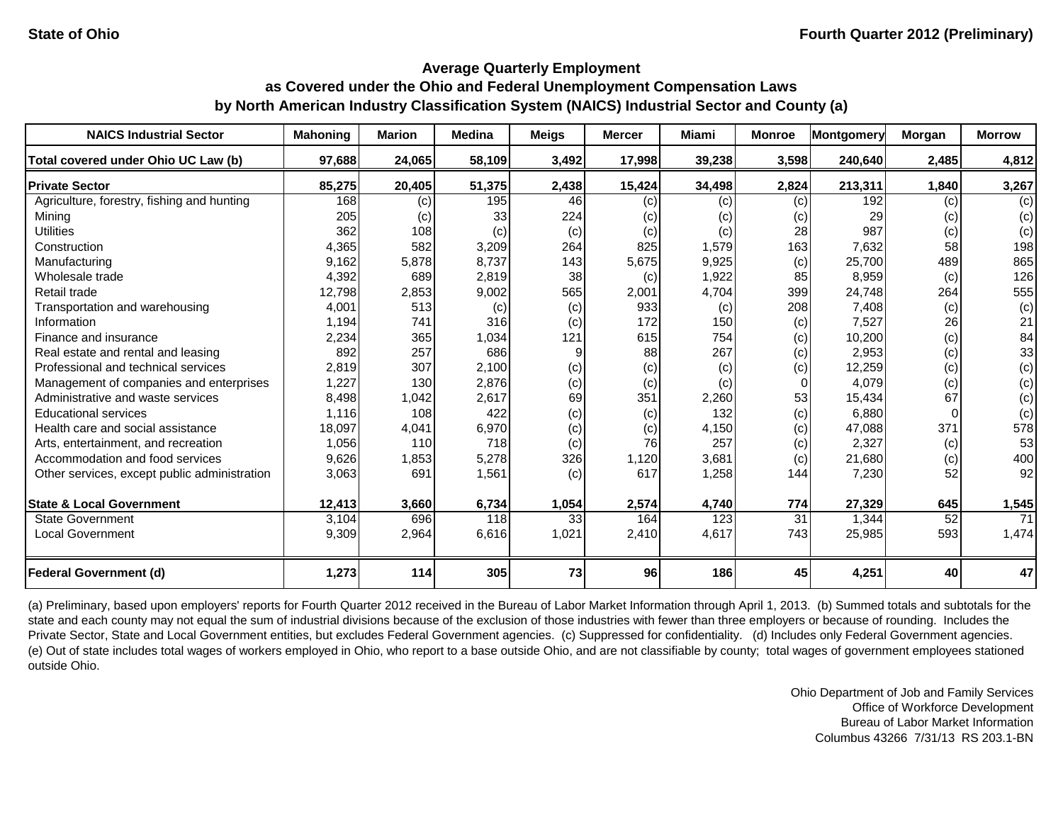State of Ohio

Fourth Quarter 2012 (Preliminary)

# Average Quarterly Employment as Covered under the Ohio and Federal Unemployment Compensation Laws by North American Industry Classification System (NAICS) Industrial Sector and County (a)

| NAICS Industrial Sector | Mahoning | Marion | Medina | Meigs | Mercer | Miami | Monroe | Montgomery | Morgan | Morrow |
|---|---|---|---|---|---|---|---|---|---|---|
| **Total covered under Ohio UC Law (b)** | **97,688** | **24,065** | **58,109** | **3,492** | **17,998** | **39,238** | **3,598** | **240,640** | **2,485** | **4,812** |
| **Private Sector** | **85,275** | **20,405** | **51,375** | **2,438** | **15,424** | **34,498** | **2,824** | **213,311** | **1,840** | **3,267** |
| Agriculture, forestry, fishing and hunting | 168 | (c) | 195 | 46 | (c) | (c) | (c) | 192 | (c) | (c) |
| Mining | 205 | (c) | 33 | 224 | (c) | (c) | (c) | 29 | (c) | (c) |
| Utilities | 362 | 108 | (c) | (c) | (c) | (c) | 28 | 987 | (c) | (c) |
| Construction | 4,365 | 582 | 3,209 | 264 | 825 | 1,579 | 163 | 7,632 | 58 | 198 |
| Manufacturing | 9,162 | 5,878 | 8,737 | 143 | 5,675 | 9,925 | (c) | 25,700 | 489 | 865 |
| Wholesale trade | 4,392 | 689 | 2,819 | 38 | (c) | 1,922 | 85 | 8,959 | (c) | 126 |
| Retail trade | 12,798 | 2,853 | 9,002 | 565 | 2,001 | 4,704 | 399 | 24,748 | 264 | 555 |
| Transportation and warehousing | 4,001 | 513 | (c) | (c) | 933 | (c) | 208 | 7,408 | (c) | (c) |
| Information | 1,194 | 741 | 316 | (c) | 172 | 150 | (c) | 7,527 | 26 | 21 |
| Finance and insurance | 2,234 | 365 | 1,034 | 121 | 615 | 754 | (c) | 10,200 | (c) | 84 |
| Real estate and rental and leasing | 892 | 257 | 686 | 9 | 88 | 267 | (c) | 2,953 | (c) | 33 |
| Professional and technical services | 2,819 | 307 | 2,100 | (c) | (c) | (c) | (c) | 12,259 | (c) | (c) |
| Management of companies and enterprises | 1,227 | 130 | 2,876 | (c) | (c) | (c) | 0 | 4,079 | (c) | (c) |
| Administrative and waste services | 8,498 | 1,042 | 2,617 | 69 | 351 | 2,260 | 53 | 15,434 | 67 | (c) |
| Educational services | 1,116 | 108 | 422 | (c) | (c) | 132 | (c) | 6,880 | 0 | (c) |
| Health care and social assistance | 18,097 | 4,041 | 6,970 | (c) | (c) | 4,150 | (c) | 47,088 | 371 | 578 |
| Arts, entertainment, and recreation | 1,056 | 110 | 718 | (c) | 76 | 257 | (c) | 2,327 | (c) | 53 |
| Accommodation and food services | 9,626 | 1,853 | 5,278 | 326 | 1,120 | 3,681 | (c) | 21,680 | (c) | 400 |
| Other services, except public administration | 3,063 | 691 | 1,561 | (c) | 617 | 1,258 | 144 | 7,230 | 52 | 92 |
| **State & Local Government** | **12,413** | **3,660** | **6,734** | **1,054** | **2,574** | **4,740** | **774** | **27,329** | **645** | **1,545** |
| State Government | 3,104 | 696 | 118 | 33 | 164 | 123 | 31 | 1,344 | 52 | 71 |
| Local Government | 9,309 | 2,964 | 6,616 | 1,021 | 2,410 | 4,617 | 743 | 25,985 | 593 | 1,474 |
| **Federal Government (d)** | **1,273** | **114** | **305** | **73** | **96** | **186** | **45** | **4,251** | **40** | **47** |

(a) Preliminary, based upon employers' reports for Fourth Quarter 2012 received in the Bureau of Labor Market Information through April 1, 2013. (b) Summed totals and subtotals for the state and each county may not equal the sum of industrial divisions because of the exclusion of those industries with fewer than three employers or because of rounding. Includes the Private Sector, State and Local Government entities, but excludes Federal Government agencies. (c) Suppressed for confidentiality. (d) Includes only Federal Government agencies. (e) Out of state includes total wages of workers employed in Ohio, who report to a base outside Ohio, and are not classifiable by county; total wages of government employees stationed outside Ohio.

Ohio Department of Job and Family Services
Office of Workforce Development
Bureau of Labor Market Information
Columbus 43266 7/31/13 RS 203.1-BN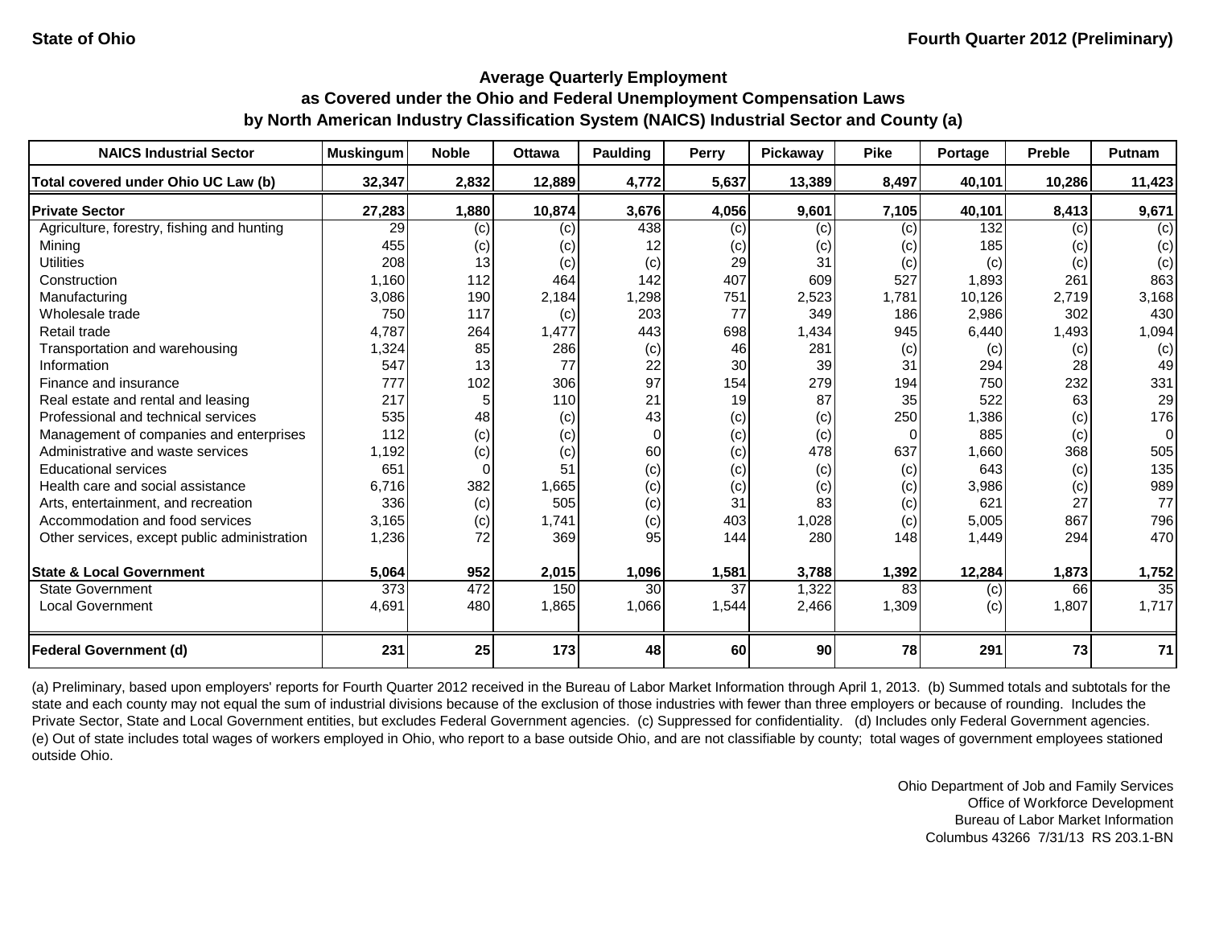State of Ohio

Fourth Quarter 2012 (Preliminary)

## Average Quarterly Employment
## as Covered under the Ohio and Federal Unemployment Compensation Laws
## by North American Industry Classification System (NAICS) Industrial Sector and County (a)

| NAICS Industrial Sector | Muskingum | Noble | Ottawa | Paulding | Perry | Pickaway | Pike | Portage | Preble | Putnam |
|---|---|---|---|---|---|---|---|---|---|---|
| **Total covered under Ohio UC Law (b)** | **32,347** | **2,832** | **12,889** | **4,772** | **5,637** | **13,389** | **8,497** | **40,101** | **10,286** | **11,423** |
| **Private Sector** | **27,283** | **1,880** | **10,874** | **3,676** | **4,056** | **9,601** | **7,105** | **40,101** | **8,413** | **9,671** |
| Agriculture, forestry, fishing and hunting | 29 | (c) | (c) | 438 | (c) | (c) | (c) | 132 | (c) | (c) |
| Mining | 455 | (c) | (c) | 12 | (c) | (c) | (c) | 185 | (c) | (c) |
| Utilities | 208 | 13 | (c) | (c) | 29 | 31 | (c) | (c) | (c) | (c) |
| Construction | 1,160 | 112 | 464 | 142 | 407 | 609 | 527 | 1,893 | 261 | 863 |
| Manufacturing | 3,086 | 190 | 2,184 | 1,298 | 751 | 2,523 | 1,781 | 10,126 | 2,719 | 3,168 |
| Wholesale trade | 750 | 117 | (c) | 203 | 77 | 349 | 186 | 2,986 | 302 | 430 |
| Retail trade | 4,787 | 264 | 1,477 | 443 | 698 | 1,434 | 945 | 6,440 | 1,493 | 1,094 |
| Transportation and warehousing | 1,324 | 85 | 286 | (c) | 46 | 281 | (c) | (c) | (c) | (c) |
| Information | 547 | 13 | 77 | 22 | 30 | 39 | 31 | 294 | 28 | 49 |
| Finance and insurance | 777 | 102 | 306 | 97 | 154 | 279 | 194 | 750 | 232 | 331 |
| Real estate and rental and leasing | 217 | 5 | 110 | 21 | 19 | 87 | 35 | 522 | 63 | 29 |
| Professional and technical services | 535 | 48 | (c) | 43 | (c) | (c) | 250 | 1,386 | (c) | 176 |
| Management of companies and enterprises | 112 | (c) | (c) | 0 | (c) | (c) | 0 | 885 | (c) | 0 |
| Administrative and waste services | 1,192 | (c) | (c) | 60 | (c) | 478 | 637 | 1,660 | 368 | 505 |
| Educational services | 651 | 0 | 51 | (c) | (c) | (c) | (c) | 643 | (c) | 135 |
| Health care and social assistance | 6,716 | 382 | 1,665 | (c) | (c) | (c) | (c) | 3,986 | (c) | 989 |
| Arts, entertainment, and recreation | 336 | (c) | 505 | (c) | 31 | 83 | (c) | 621 | 27 | 77 |
| Accommodation and food services | 3,165 | (c) | 1,741 | (c) | 403 | 1,028 | (c) | 5,005 | 867 | 796 |
| Other services, except public administration | 1,236 | 72 | 369 | 95 | 144 | 280 | 148 | 1,449 | 294 | 470 |
| **State & Local Government** | **5,064** | **952** | **2,015** | **1,096** | **1,581** | **3,788** | **1,392** | **12,284** | **1,873** | **1,752** |
| State Government | 373 | 472 | 150 | 30 | 37 | 1,322 | 83 | (c) | 66 | 35 |
| Local Government | 4,691 | 480 | 1,865 | 1,066 | 1,544 | 2,466 | 1,309 | (c) | 1,807 | 1,717 |
| **Federal Government (d)** | **231** | **25** | **173** | **48** | **60** | **90** | **78** | **291** | **73** | **71** |

(a) Preliminary, based upon employers' reports for Fourth Quarter 2012 received in the Bureau of Labor Market Information through April 1, 2013. (b) Summed totals and subtotals for the state and each county may not equal the sum of industrial divisions because of the exclusion of those industries with fewer than three employers or because of rounding. Includes the Private Sector, State and Local Government entities, but excludes Federal Government agencies. (c) Suppressed for confidentiality. (d) Includes only Federal Government agencies. (e) Out of state includes total wages of workers employed in Ohio, who report to a base outside Ohio, and are not classifiable by county; total wages of government employees stationed outside Ohio.

Ohio Department of Job and Family Services
Office of Workforce Development
Bureau of Labor Market Information
Columbus 43266 7/31/13 RS 203.1-BN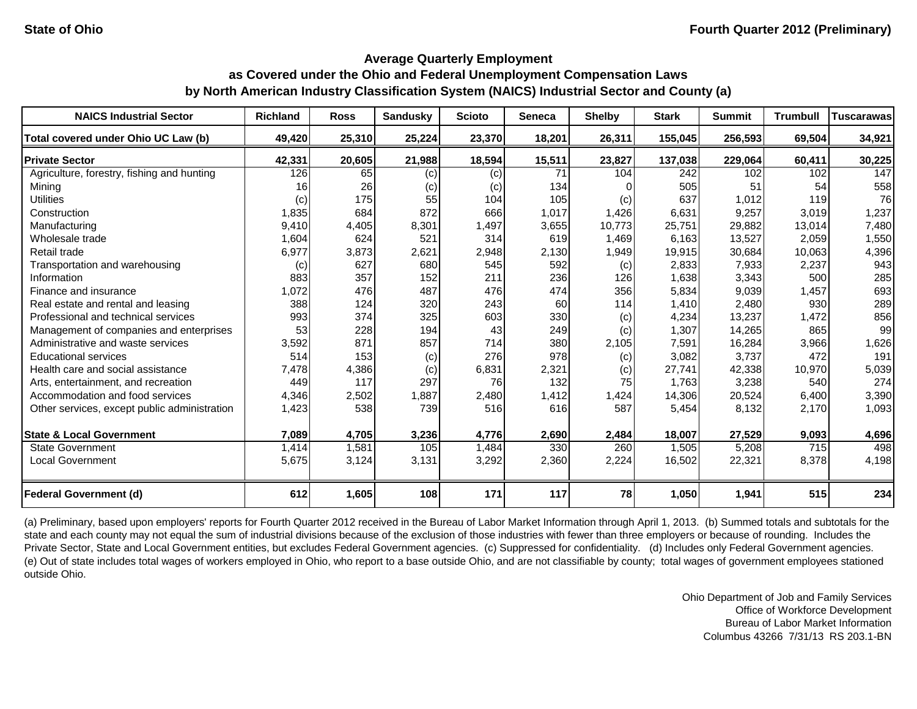State of Ohio

Fourth Quarter 2012 (Preliminary)

## Average Quarterly Employment as Covered under the Ohio and Federal Unemployment Compensation Laws by North American Industry Classification System (NAICS) Industrial Sector and County (a)

| NAICS Industrial Sector | Richland | Ross | Sandusky | Scioto | Seneca | Shelby | Stark | Summit | Trumbull | Tuscarawas |
|---|---|---|---|---|---|---|---|---|---|---|
| **Total covered under Ohio UC Law (b)** | **49,420** | **25,310** | **25,224** | **23,370** | **18,201** | **26,311** | **155,045** | **256,593** | **69,504** | **34,921** |
| **Private Sector** | **42,331** | **20,605** | **21,988** | **18,594** | **15,511** | **23,827** | **137,038** | **229,064** | **60,411** | **30,225** |
| Agriculture, forestry, fishing and hunting | 126 | 65 | (c) | (c) | 71 | 104 | 242 | 102 | 102 | 147 |
| Mining | 16 | 26 | (c) | (c) | 134 | 0 | 505 | 51 | 54 | 558 |
| Utilities | (c) | 175 | 55 | 104 | 105 | (c) | 637 | 1,012 | 119 | 76 |
| Construction | 1,835 | 684 | 872 | 666 | 1,017 | 1,426 | 6,631 | 9,257 | 3,019 | 1,237 |
| Manufacturing | 9,410 | 4,405 | 8,301 | 1,497 | 3,655 | 10,773 | 25,751 | 29,882 | 13,014 | 7,480 |
| Wholesale trade | 1,604 | 624 | 521 | 314 | 619 | 1,469 | 6,163 | 13,527 | 2,059 | 1,550 |
| Retail trade | 6,977 | 3,873 | 2,621 | 2,948 | 2,130 | 1,949 | 19,915 | 30,684 | 10,063 | 4,396 |
| Transportation and warehousing | (c) | 627 | 680 | 545 | 592 | (c) | 2,833 | 7,933 | 2,237 | 943 |
| Information | 883 | 357 | 152 | 211 | 236 | 126 | 1,638 | 3,343 | 500 | 285 |
| Finance and insurance | 1,072 | 476 | 487 | 476 | 474 | 356 | 5,834 | 9,039 | 1,457 | 693 |
| Real estate and rental and leasing | 388 | 124 | 320 | 243 | 60 | 114 | 1,410 | 2,480 | 930 | 289 |
| Professional and technical services | 993 | 374 | 325 | 603 | 330 | (c) | 4,234 | 13,237 | 1,472 | 856 |
| Management of companies and enterprises | 53 | 228 | 194 | 43 | 249 | (c) | 1,307 | 14,265 | 865 | 99 |
| Administrative and waste services | 3,592 | 871 | 857 | 714 | 380 | 2,105 | 7,591 | 16,284 | 3,966 | 1,626 |
| Educational services | 514 | 153 | (c) | 276 | 978 | (c) | 3,082 | 3,737 | 472 | 191 |
| Health care and social assistance | 7,478 | 4,386 | (c) | 6,831 | 2,321 | (c) | 27,741 | 42,338 | 10,970 | 5,039 |
| Arts, entertainment, and recreation | 449 | 117 | 297 | 76 | 132 | 75 | 1,763 | 3,238 | 540 | 274 |
| Accommodation and food services | 4,346 | 2,502 | 1,887 | 2,480 | 1,412 | 1,424 | 14,306 | 20,524 | 6,400 | 3,390 |
| Other services, except public administration | 1,423 | 538 | 739 | 516 | 616 | 587 | 5,454 | 8,132 | 2,170 | 1,093 |
| **State & Local Government** | **7,089** | **4,705** | **3,236** | **4,776** | **2,690** | **2,484** | **18,007** | **27,529** | **9,093** | **4,696** |
| State Government | 1,414 | 1,581 | 105 | 1,484 | 330 | 260 | 1,505 | 5,208 | 715 | 498 |
| Local Government | 5,675 | 3,124 | 3,131 | 3,292 | 2,360 | 2,224 | 16,502 | 22,321 | 8,378 | 4,198 |
| **Federal Government (d)** | **612** | **1,605** | **108** | **171** | **117** | **78** | **1,050** | **1,941** | **515** | **234** |

(a) Preliminary, based upon employers' reports for Fourth Quarter 2012 received in the Bureau of Labor Market Information through April 1, 2013. (b) Summed totals and subtotals for the state and each county may not equal the sum of industrial divisions because of the exclusion of those industries with fewer than three employers or because of rounding. Includes the Private Sector, State and Local Government entities, but excludes Federal Government agencies. (c) Suppressed for confidentiality. (d) Includes only Federal Government agencies. (e) Out of state includes total wages of workers employed in Ohio, who report to a base outside Ohio, and are not classifiable by county; total wages of government employees stationed outside Ohio.

Ohio Department of Job and Family Services
Office of Workforce Development
Bureau of Labor Market Information
Columbus 43266 7/31/13 RS 203.1-BN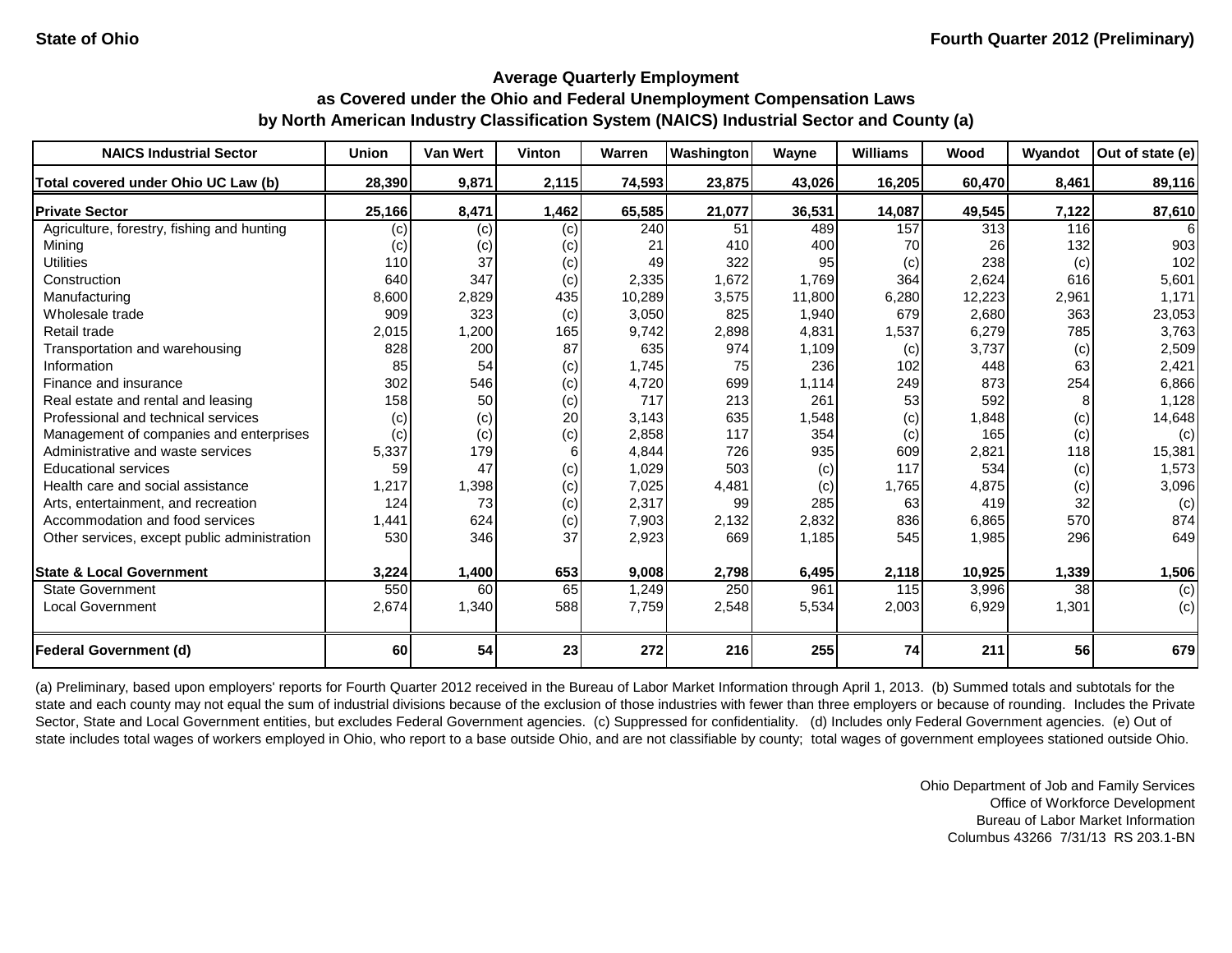State of Ohio

Fourth Quarter 2012 (Preliminary)

## Average Quarterly Employment
## as Covered under the Ohio and Federal Unemployment Compensation Laws
## by North American Industry Classification System (NAICS) Industrial Sector and County (a)

| NAICS Industrial Sector | Union | Van Wert | Vinton | Warren | Washington | Wayne | Williams | Wood | Wyandot | Out of state (e) |
|---|---|---|---|---|---|---|---|---|---|---|
| **Total covered under Ohio UC Law (b)** | **28,390** | **9,871** | **2,115** | **74,593** | **23,875** | **43,026** | **16,205** | **60,470** | **8,461** | **89,116** |
| **Private Sector** | **25,166** | **8,471** | **1,462** | **65,585** | **21,077** | **36,531** | **14,087** | **49,545** | **7,122** | **87,610** |
| Agriculture, forestry, fishing and hunting | (c) | (c) | (c) | 240 | 51 | 489 | 157 | 313 | 116 | 6 |
| Mining | (c) | (c) | (c) | 21 | 410 | 400 | 70 | 26 | 132 | 903 |
| Utilities | 110 | 37 | (c) | 49 | 322 | 95 | (c) | 238 | (c) | 102 |
| Construction | 640 | 347 | (c) | 2,335 | 1,672 | 1,769 | 364 | 2,624 | 616 | 5,601 |
| Manufacturing | 8,600 | 2,829 | 435 | 10,289 | 3,575 | 11,800 | 6,280 | 12,223 | 2,961 | 1,171 |
| Wholesale trade | 909 | 323 | (c) | 3,050 | 825 | 1,940 | 679 | 2,680 | 363 | 23,053 |
| Retail trade | 2,015 | 1,200 | 165 | 9,742 | 2,898 | 4,831 | 1,537 | 6,279 | 785 | 3,763 |
| Transportation and warehousing | 828 | 200 | 87 | 635 | 974 | 1,109 | (c) | 3,737 | (c) | 2,509 |
| Information | 85 | 54 | (c) | 1,745 | 75 | 236 | 102 | 448 | 63 | 2,421 |
| Finance and insurance | 302 | 546 | (c) | 4,720 | 699 | 1,114 | 249 | 873 | 254 | 6,866 |
| Real estate and rental and leasing | 158 | 50 | (c) | 717 | 213 | 261 | 53 | 592 | 8 | 1,128 |
| Professional and technical services | (c) | (c) | 20 | 3,143 | 635 | 1,548 | (c) | 1,848 | (c) | 14,648 |
| Management of companies and enterprises | (c) | (c) | (c) | 2,858 | 117 | 354 | (c) | 165 | (c) | (c) |
| Administrative and waste services | 5,337 | 179 | 6 | 4,844 | 726 | 935 | 609 | 2,821 | 118 | 15,381 |
| Educational services | 59 | 47 | (c) | 1,029 | 503 | (c) | 117 | 534 | (c) | 1,573 |
| Health care and social assistance | 1,217 | 1,398 | (c) | 7,025 | 4,481 | (c) | 1,765 | 4,875 | (c) | 3,096 |
| Arts, entertainment, and recreation | 124 | 73 | (c) | 2,317 | 99 | 285 | 63 | 419 | 32 | (c) |
| Accommodation and food services | 1,441 | 624 | (c) | 7,903 | 2,132 | 2,832 | 836 | 6,865 | 570 | 874 |
| Other services, except public administration | 530 | 346 | 37 | 2,923 | 669 | 1,185 | 545 | 1,985 | 296 | 649 |
| **State & Local Government** | **3,224** | **1,400** | **653** | **9,008** | **2,798** | **6,495** | **2,118** | **10,925** | **1,339** | **1,506** |
| State Government | 550 | 60 | 65 | 1,249 | 250 | 961 | 115 | 3,996 | 38 | (c) |
| Local Government | 2,674 | 1,340 | 588 | 7,759 | 2,548 | 5,534 | 2,003 | 6,929 | 1,301 | (c) |
| **Federal Government (d)** | **60** | **54** | **23** | **272** | **216** | **255** | **74** | **211** | **56** | **679** |

(a) Preliminary, based upon employers' reports for Fourth Quarter 2012 received in the Bureau of Labor Market Information through April 1, 2013. (b) Summed totals and subtotals for the state and each county may not equal the sum of industrial divisions because of the exclusion of those industries with fewer than three employers or because of rounding. Includes the Private Sector, State and Local Government entities, but excludes Federal Government agencies. (c) Suppressed for confidentiality. (d) Includes only Federal Government agencies. (e) Out of state includes total wages of workers employed in Ohio, who report to a base outside Ohio, and are not classifiable by county; total wages of government employees stationed outside Ohio.

Ohio Department of Job and Family Services
Office of Workforce Development
Bureau of Labor Market Information
Columbus 43266 7/31/13 RS 203.1-BN